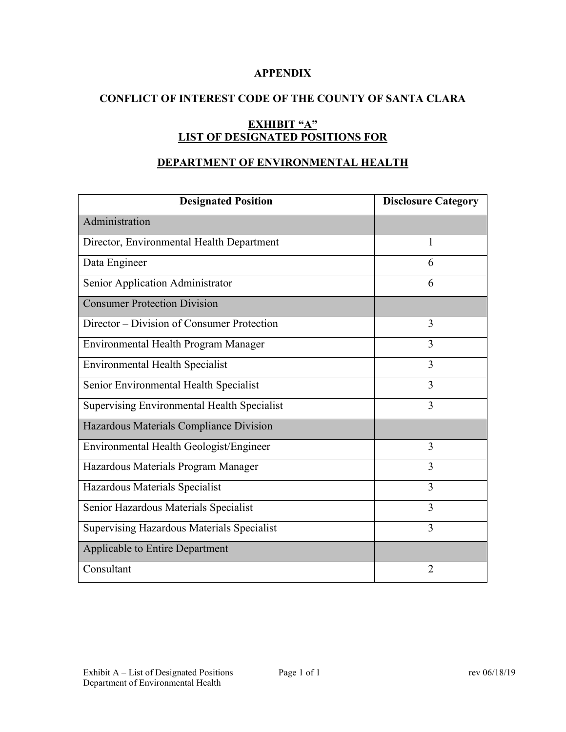**APPENDIX**

**CONFLICT OF INTEREST CODE OF THE COUNTY OF SANTA CLARA**

**EXHIBIT "A"**
**LIST OF DESIGNATED POSITIONS FOR**

**DEPARTMENT OF ENVIRONMENTAL HEALTH**

| Designated Position | Disclosure Category |
|---|---|
| Administration | |
| Director, Environmental Health Department | 1 |
| Data Engineer | 6 |
| Senior Application Administrator | 6 |
| Consumer Protection Division | |
| Director – Division of Consumer Protection | 3 |
| Environmental Health Program Manager | 3 |
| Environmental Health Specialist | 3 |
| Senior Environmental Health Specialist | 3 |
| Supervising Environmental Health Specialist | 3 |
| Hazardous Materials Compliance Division | |
| Environmental Health Geologist/Engineer | 3 |
| Hazardous Materials Program Manager | 3 |
| Hazardous Materials Specialist | 3 |
| Senior Hazardous Materials Specialist | 3 |
| Supervising Hazardous Materials Specialist | 3 |
| Applicable to Entire Department | |
| Consultant | 2 |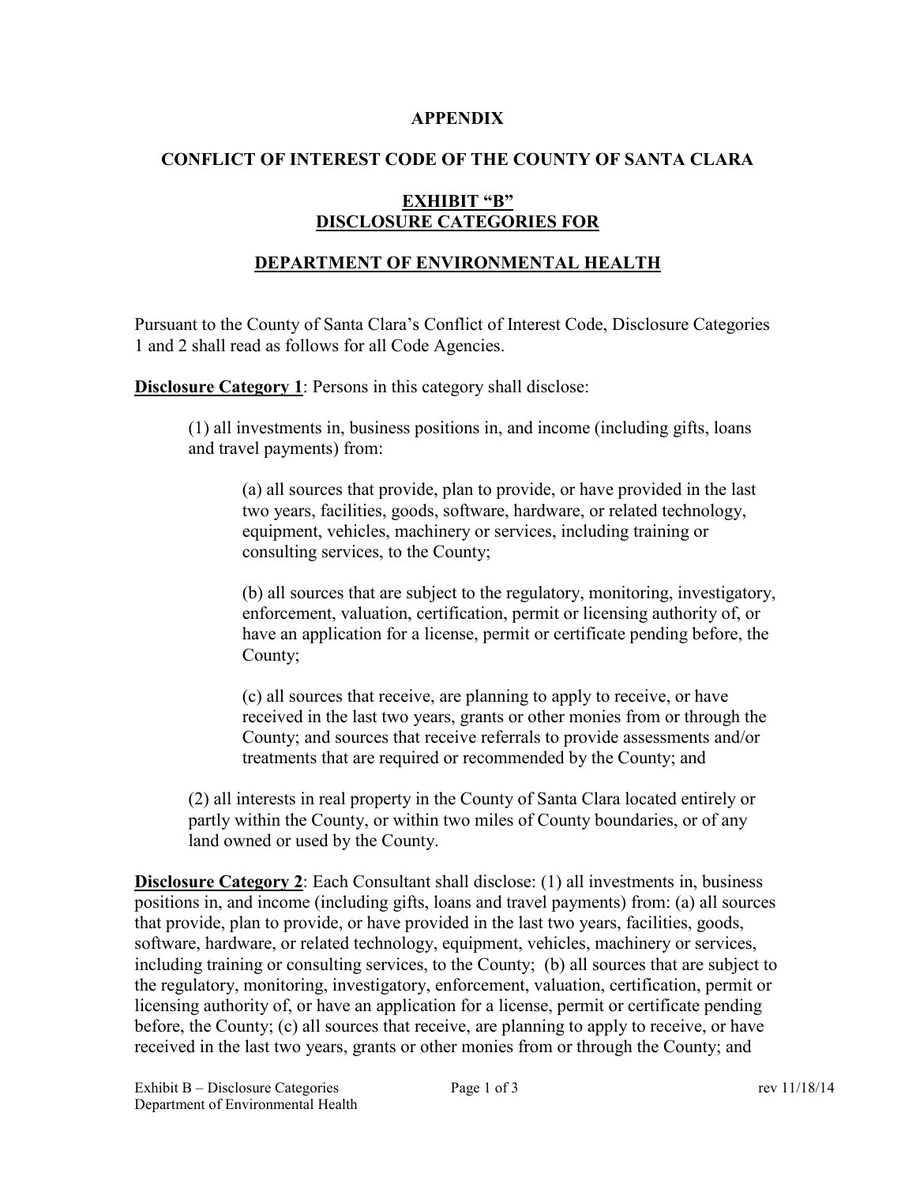**APPENDIX**

**CONFLICT OF INTEREST CODE OF THE COUNTY OF SANTA CLARA**

**EXHIBIT "B"**
**DISCLOSURE CATEGORIES FOR**

**DEPARTMENT OF ENVIRONMENTAL HEALTH**

Pursuant to the County of Santa Clara's Conflict of Interest Code, Disclosure Categories 1 and 2 shall read as follows for all Code Agencies.

**Disclosure Category 1**: Persons in this category shall disclose:

(1) all investments in, business positions in, and income (including gifts, loans and travel payments) from:

(a) all sources that provide, plan to provide, or have provided in the last two years, facilities, goods, software, hardware, or related technology, equipment, vehicles, machinery or services, including training or consulting services, to the County;

(b) all sources that are subject to the regulatory, monitoring, investigatory, enforcement, valuation, certification, permit or licensing authority of, or have an application for a license, permit or certificate pending before, the County;

(c) all sources that receive, are planning to apply to receive, or have received in the last two years, grants or other monies from or through the County; and sources that receive referrals to provide assessments and/or treatments that are required or recommended by the County; and

(2) all interests in real property in the County of Santa Clara located entirely or partly within the County, or within two miles of County boundaries, or of any land owned or used by the County.

**Disclosure Category 2**: Each Consultant shall disclose: (1) all investments in, business positions in, and income (including gifts, loans and travel payments) from: (a) all sources that provide, plan to provide, or have provided in the last two years, facilities, goods, software, hardware, or related technology, equipment, vehicles, machinery or services, including training or consulting services, to the County; (b) all sources that are subject to the regulatory, monitoring, investigatory, enforcement, valuation, certification, permit or licensing authority of, or have an application for a license, permit or certificate pending before, the County; (c) all sources that receive, are planning to apply to receive, or have received in the last two years, grants or other monies from or through the County; and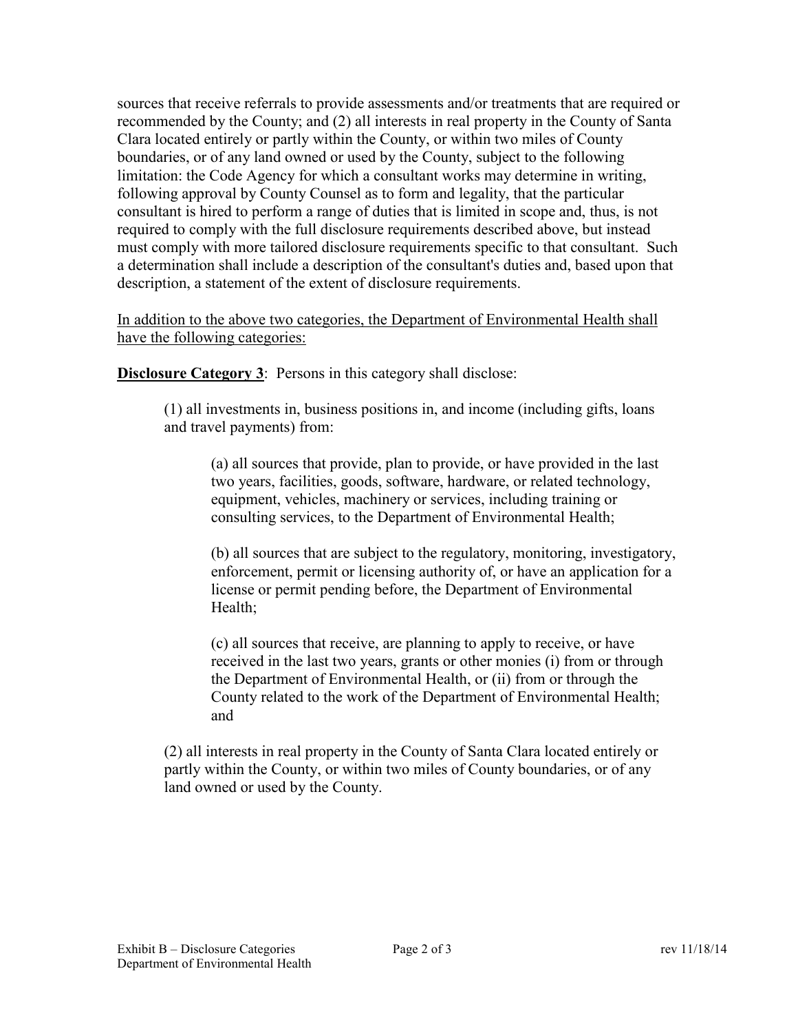sources that receive referrals to provide assessments and/or treatments that are required or recommended by the County; and (2) all interests in real property in the County of Santa Clara located entirely or partly within the County, or within two miles of County boundaries, or of any land owned or used by the County, subject to the following limitation: the Code Agency for which a consultant works may determine in writing, following approval by County Counsel as to form and legality, that the particular consultant is hired to perform a range of duties that is limited in scope and, thus, is not required to comply with the full disclosure requirements described above, but instead must comply with more tailored disclosure requirements specific to that consultant. Such a determination shall include a description of the consultant's duties and, based upon that description, a statement of the extent of disclosure requirements.

<u>In addition to the above two categories, the Department of Environmental Health shall have the following categories:</u>

**<u>Disclosure Category 3</u>**: Persons in this category shall disclose:

> (1) all investments in, business positions in, and income (including gifts, loans and travel payments) from:
>
> > (a) all sources that provide, plan to provide, or have provided in the last two years, facilities, goods, software, hardware, or related technology, equipment, vehicles, machinery or services, including training or consulting services, to the Department of Environmental Health;
> >
> > (b) all sources that are subject to the regulatory, monitoring, investigatory, enforcement, permit or licensing authority of, or have an application for a license or permit pending before, the Department of Environmental Health;
> >
> > (c) all sources that receive, are planning to apply to receive, or have received in the last two years, grants or other monies (i) from or through the Department of Environmental Health, or (ii) from or through the County related to the work of the Department of Environmental Health; and
>
> (2) all interests in real property in the County of Santa Clara located entirely or partly within the County, or within two miles of County boundaries, or of any land owned or used by the County.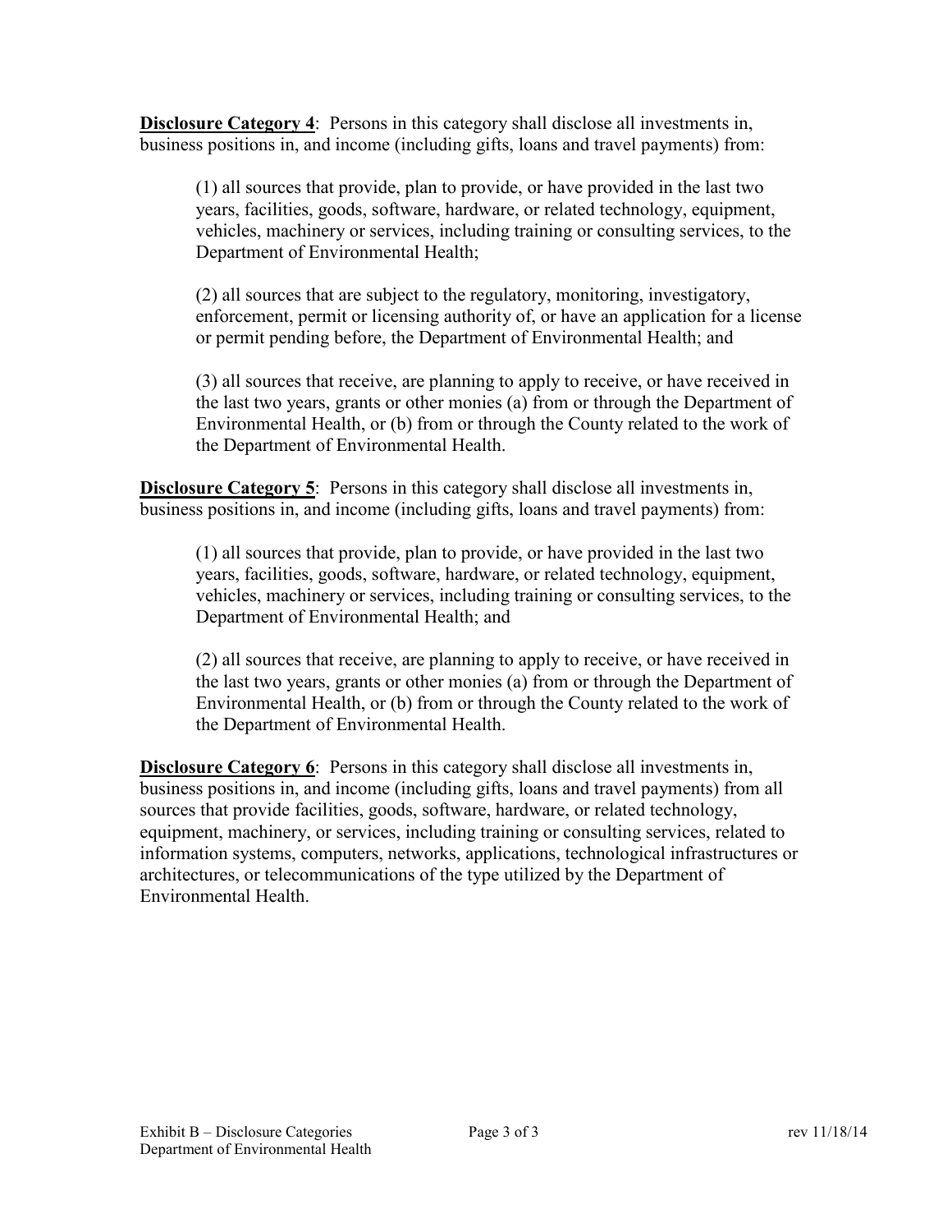**Disclosure Category 4**: Persons in this category shall disclose all investments in, business positions in, and income (including gifts, loans and travel payments) from:

(1) all sources that provide, plan to provide, or have provided in the last two years, facilities, goods, software, hardware, or related technology, equipment, vehicles, machinery or services, including training or consulting services, to the Department of Environmental Health;

(2) all sources that are subject to the regulatory, monitoring, investigatory, enforcement, permit or licensing authority of, or have an application for a license or permit pending before, the Department of Environmental Health; and

(3) all sources that receive, are planning to apply to receive, or have received in the last two years, grants or other monies (a) from or through the Department of Environmental Health, or (b) from or through the County related to the work of the Department of Environmental Health.

**Disclosure Category 5**: Persons in this category shall disclose all investments in, business positions in, and income (including gifts, loans and travel payments) from:

(1) all sources that provide, plan to provide, or have provided in the last two years, facilities, goods, software, hardware, or related technology, equipment, vehicles, machinery or services, including training or consulting services, to the Department of Environmental Health; and

(2) all sources that receive, are planning to apply to receive, or have received in the last two years, grants or other monies (a) from or through the Department of Environmental Health, or (b) from or through the County related to the work of the Department of Environmental Health.

**Disclosure Category 6**: Persons in this category shall disclose all investments in, business positions in, and income (including gifts, loans and travel payments) from all sources that provide facilities, goods, software, hardware, or related technology, equipment, machinery, or services, including training or consulting services, related to information systems, computers, networks, applications, technological infrastructures or architectures, or telecommunications of the type utilized by the Department of Environmental Health.